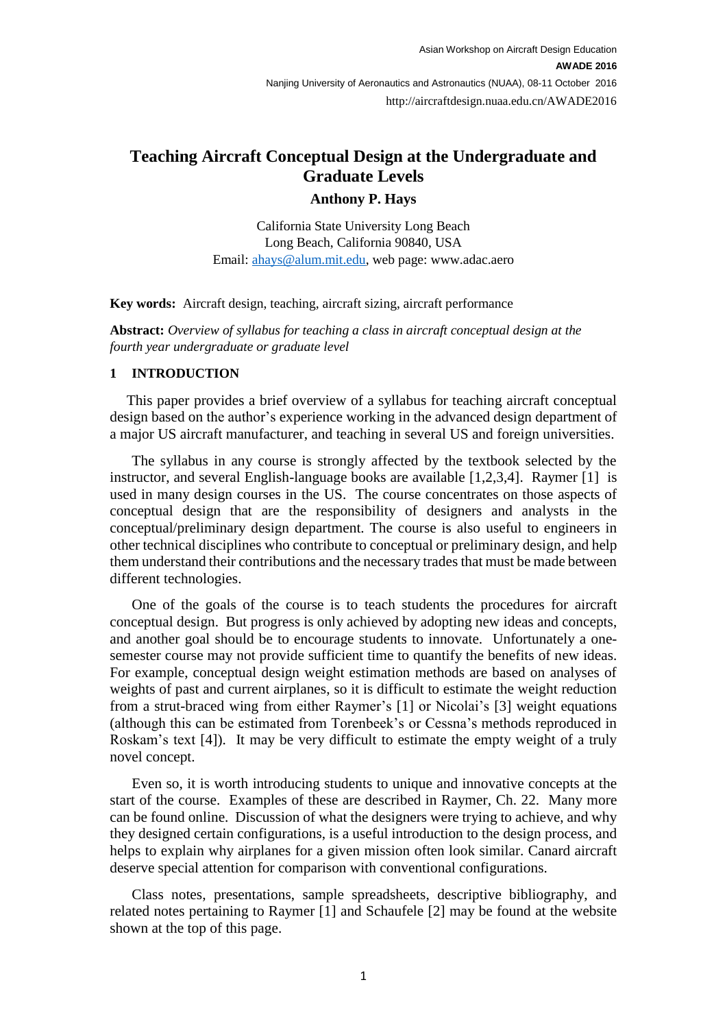Asian Workshop on Aircraft Design Education

**AWADE 2016**

Nanjing University of Aeronautics and Astronautics (NUAA), 08-11 October 2016

http://aircraftdesign.nuaa.edu.cn/AWADE2016

# Teaching Aircraft Conceptual Design at the Undergraduate and Graduate Levels

**Anthony P. Hays**

California State University Long Beach
Long Beach, California 90840, USA
Email: ahays@alum.mit.edu, web page: www.adac.aero

**Key words:** Aircraft design, teaching, aircraft sizing, aircraft performance

**Abstract:** *Overview of syllabus for teaching a class in aircraft conceptual design at the fourth year undergraduate or graduate level*

## 1 INTRODUCTION

This paper provides a brief overview of a syllabus for teaching aircraft conceptual design based on the author's experience working in the advanced design department of a major US aircraft manufacturer, and teaching in several US and foreign universities.

The syllabus in any course is strongly affected by the textbook selected by the instructor, and several English-language books are available [1,2,3,4]. Raymer [1] is used in many design courses in the US. The course concentrates on those aspects of conceptual design that are the responsibility of designers and analysts in the conceptual/preliminary design department. The course is also useful to engineers in other technical disciplines who contribute to conceptual or preliminary design, and help them understand their contributions and the necessary trades that must be made between different technologies.

One of the goals of the course is to teach students the procedures for aircraft conceptual design. But progress is only achieved by adopting new ideas and concepts, and another goal should be to encourage students to innovate. Unfortunately a one-semester course may not provide sufficient time to quantify the benefits of new ideas. For example, conceptual design weight estimation methods are based on analyses of weights of past and current airplanes, so it is difficult to estimate the weight reduction from a strut-braced wing from either Raymer's [1] or Nicolai's [3] weight equations (although this can be estimated from Torenbeek's or Cessna's methods reproduced in Roskam's text [4]). It may be very difficult to estimate the empty weight of a truly novel concept.

Even so, it is worth introducing students to unique and innovative concepts at the start of the course. Examples of these are described in Raymer, Ch. 22. Many more can be found online. Discussion of what the designers were trying to achieve, and why they designed certain configurations, is a useful introduction to the design process, and helps to explain why airplanes for a given mission often look similar. Canard aircraft deserve special attention for comparison with conventional configurations.

Class notes, presentations, sample spreadsheets, descriptive bibliography, and related notes pertaining to Raymer [1] and Schaufele [2] may be found at the website shown at the top of this page.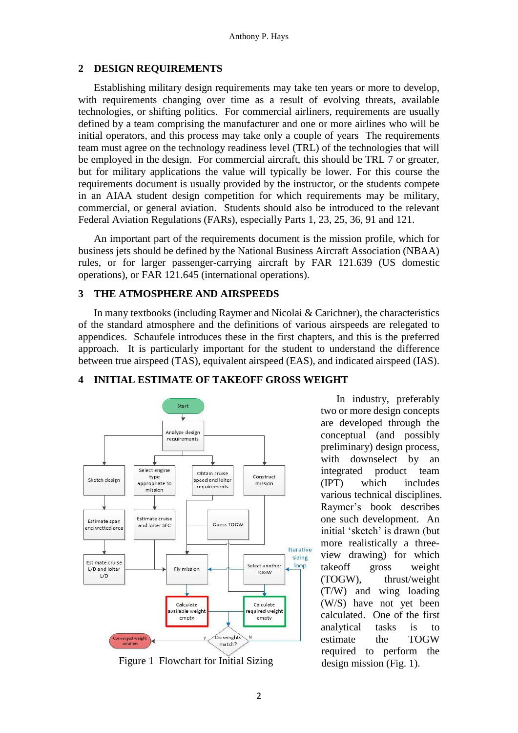## 2 DESIGN REQUIREMENTS

Establishing military design requirements may take ten years or more to develop, with requirements changing over time as a result of evolving threats, available technologies, or shifting politics. For commercial airliners, requirements are usually defined by a team comprising the manufacturer and one or more airlines who will be initial operators, and this process may take only a couple of years The requirements team must agree on the technology readiness level (TRL) of the technologies that will be employed in the design. For commercial aircraft, this should be TRL 7 or greater, but for military applications the value will typically be lower. For this course the requirements document is usually provided by the instructor, or the students compete in an AIAA student design competition for which requirements may be military, commercial, or general aviation. Students should also be introduced to the relevant Federal Aviation Regulations (FARs), especially Parts 1, 23, 25, 36, 91 and 121.

An important part of the requirements document is the mission profile, which for business jets should be defined by the National Business Aircraft Association (NBAA) rules, or for larger passenger-carrying aircraft by FAR 121.639 (US domestic operations), or FAR 121.645 (international operations).

## 3 THE ATMOSPHERE AND AIRSPEEDS

In many textbooks (including Raymer and Nicolai & Carichner), the characteristics of the standard atmosphere and the definitions of various airspeeds are relegated to appendices. Schaufele introduces these in the first chapters, and this is the preferred approach. It is particularly important for the student to understand the difference between true airspeed (TAS), equivalent airspeed (EAS), and indicated airspeed (IAS).

## 4 INITIAL ESTIMATE OF TAKEOFF GROSS WEIGHT

In industry, preferably two or more design concepts are developed through the conceptual (and possibly preliminary) design process, with downselect by an integrated product team (IPT) which includes various technical disciplines. Raymer's book describes one such development. An initial 'sketch' is drawn (but more realistically a three-view drawing) for which takeoff gross weight (TOGW), thrust/weight (T/W) and wing loading (W/S) have not yet been calculated. One of the first analytical tasks is to estimate the TOGW required to perform the design mission (Fig. 1).

Figure 1 Flowchart for Initial Sizing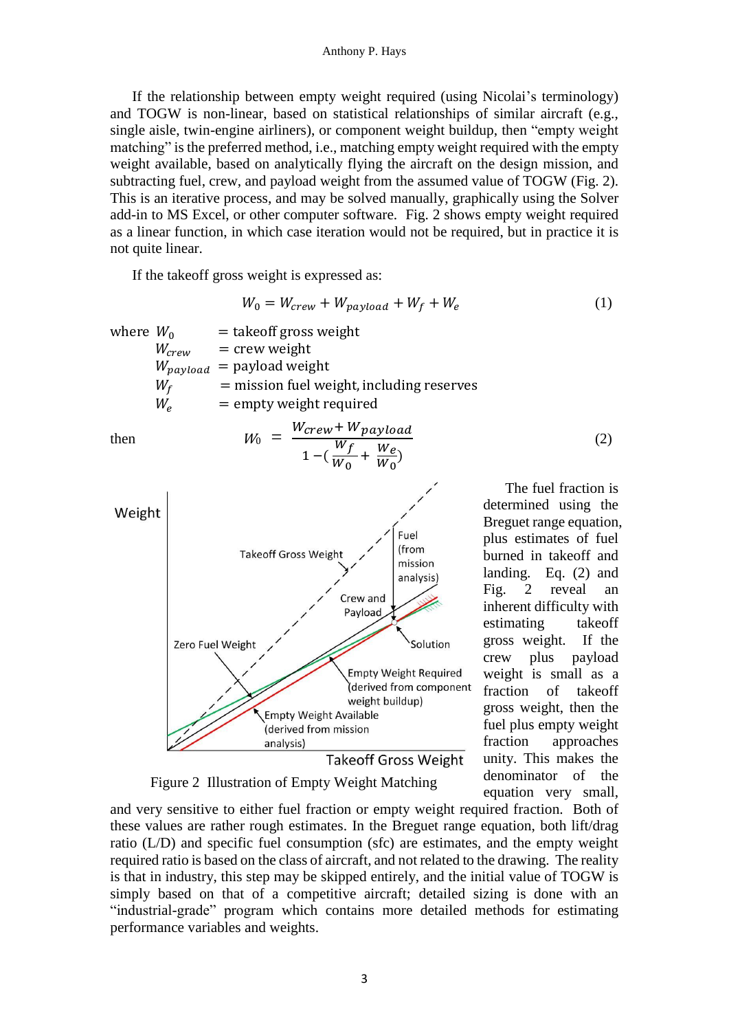If the relationship between empty weight required (using Nicolai's terminology) and TOGW is non-linear, based on statistical relationships of similar aircraft (e.g., single aisle, twin-engine airliners), or component weight buildup, then "empty weight matching" is the preferred method, i.e., matching empty weight required with the empty weight available, based on analytically flying the aircraft on the design mission, and subtracting fuel, crew, and payload weight from the assumed value of TOGW (Fig. 2). This is an iterative process, and may be solved manually, graphically using the Solver add-in to MS Excel, or other computer software. Fig. 2 shows empty weight required as a linear function, in which case iteration would not be required, but in practice it is not quite linear.

If the takeoff gross weight is expressed as:

$$W_0 = W_{crew} + W_{payload} + W_f + W_e \tag{1}$$

where $W_0$ = takeoff gross weight
$W_{crew}$ = crew weight
$W_{payload}$ = payload weight
$W_f$ = mission fuel weight, including reserves
$W_e$ = empty weight required

then

$$W_0 = \frac{W_{crew} + W_{payload}}{1 - \left(\frac{W_f}{W_0} + \frac{W_e}{W_0}\right)} \tag{2}$$

Figure 2 Illustration of Empty Weight Matching

The fuel fraction is determined using the Breguet range equation, plus estimates of fuel burned in takeoff and landing. Eq. (2) and Fig. 2 reveal an inherent difficulty with estimating takeoff gross weight. If the crew plus payload weight is small as a fraction of takeoff gross weight, then the fuel plus empty weight fraction approaches unity. This makes the denominator of the equation very small, and very sensitive to either fuel fraction or empty weight required fraction. Both of these values are rather rough estimates. In the Breguet range equation, both lift/drag ratio (L/D) and specific fuel consumption (sfc) are estimates, and the empty weight required ratio is based on the class of aircraft, and not related to the drawing. The reality is that in industry, this step may be skipped entirely, and the initial value of TOGW is simply based on that of a competitive aircraft; detailed sizing is done with an "industrial-grade" program which contains more detailed methods for estimating performance variables and weights.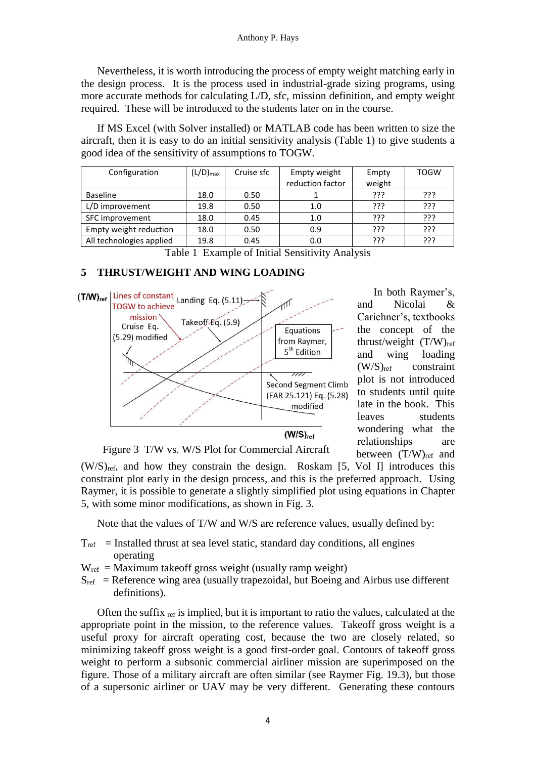Nevertheless, it is worth introducing the process of empty weight matching early in the design process. It is the process used in industrial-grade sizing programs, using more accurate methods for calculating L/D, sfc, mission definition, and empty weight required. These will be introduced to the students later on in the course.

If MS Excel (with Solver installed) or MATLAB code has been written to size the aircraft, then it is easy to do an initial sensitivity analysis (Table 1) to give students a good idea of the sensitivity of assumptions to TOGW.

| Configuration | $(L/D)_{max}$ | Cruise sfc | Empty weight reduction factor | Empty weight | TOGW |
|---|---|---|---|---|---|
| Baseline | 18.0 | 0.50 | 1 | ??? | ??? |
| L/D improvement | 19.8 | 0.50 | 1.0 | ??? | ??? |
| SFC improvement | 18.0 | 0.45 | 1.0 | ??? | ??? |
| Empty weight reduction | 18.0 | 0.50 | 0.9 | ??? | ??? |
| All technologies applied | 19.8 | 0.45 | 0.0 | ??? | ??? |

Table 1 Example of Initial Sensitivity Analysis

## 5 THRUST/WEIGHT AND WING LOADING

Figure 3 T/W vs. W/S Plot for Commercial Aircraft

In both Raymer's, and Nicolai & Carichner's, textbooks the concept of the thrust/weight $(T/W)_{ref}$ and wing loading $(W/S)_{ref}$ constraint plot is not introduced to students until quite late in the book. This leaves students wondering what the relationships are between $(T/W)_{ref}$ and $(W/S)_{ref}$, and how they constrain the design. Roskam [5, Vol I] introduces this constraint plot early in the design process, and this is the preferred approach. Using Raymer, it is possible to generate a slightly simplified plot using equations in Chapter 5, with some minor modifications, as shown in Fig. 3.

Note that the values of T/W and W/S are reference values, usually defined by:

$T_{ref}$ = Installed thrust at sea level static, standard day conditions, all engines operating

$W_{ref}$ = Maximum takeoff gross weight (usually ramp weight)

$S_{ref}$ = Reference wing area (usually trapezoidal, but Boeing and Airbus use different definitions).

Often the suffix $_{ref}$ is implied, but it is important to ratio the values, calculated at the appropriate point in the mission, to the reference values. Takeoff gross weight is a useful proxy for aircraft operating cost, because the two are closely related, so minimizing takeoff gross weight is a good first-order goal. Contours of takeoff gross weight to perform a subsonic commercial airliner mission are superimposed on the figure. Those of a military aircraft are often similar (see Raymer Fig. 19.3), but those of a supersonic airliner or UAV may be very different. Generating these contours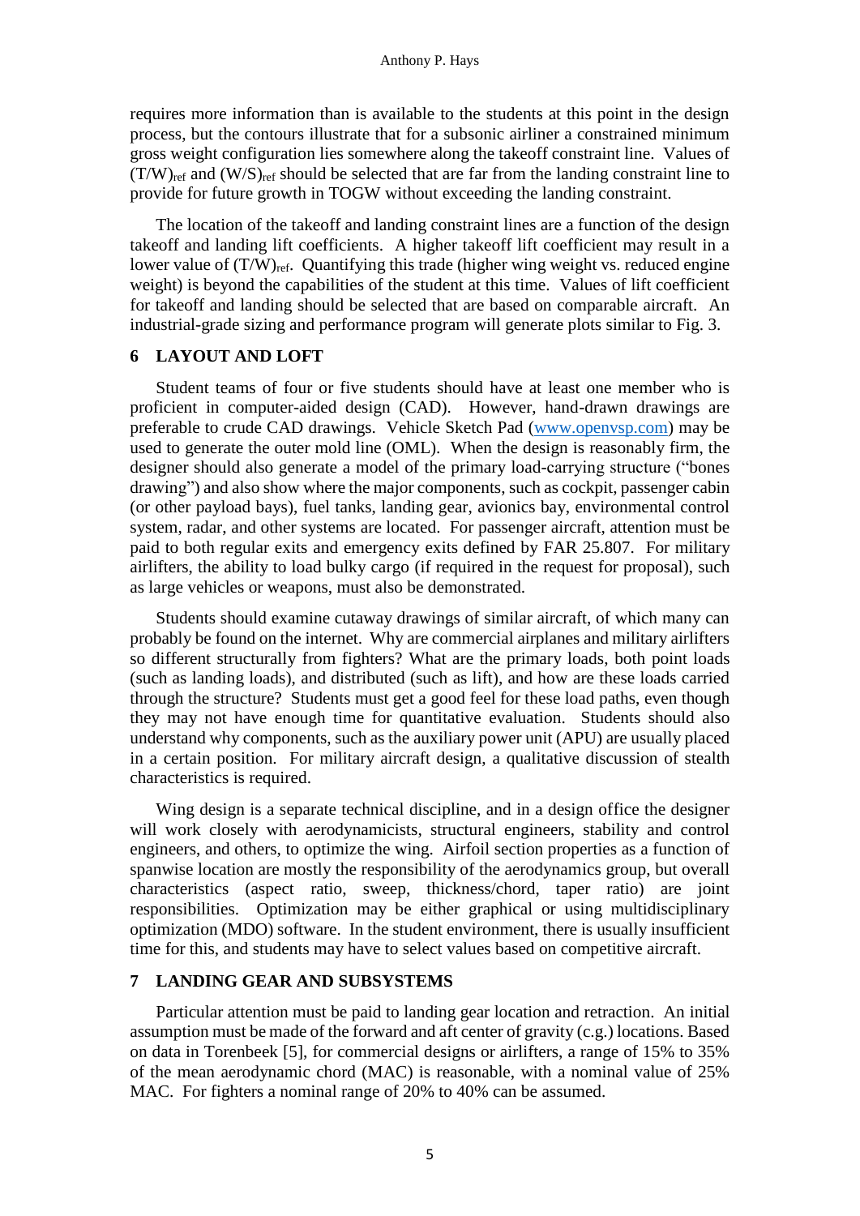requires more information than is available to the students at this point in the design process, but the contours illustrate that for a subsonic airliner a constrained minimum gross weight configuration lies somewhere along the takeoff constraint line. Values of $(T/W)_{ref}$ and $(W/S)_{ref}$ should be selected that are far from the landing constraint line to provide for future growth in TOGW without exceeding the landing constraint.

The location of the takeoff and landing constraint lines are a function of the design takeoff and landing lift coefficients. A higher takeoff lift coefficient may result in a lower value of $(T/W)_{ref}$. Quantifying this trade (higher wing weight vs. reduced engine weight) is beyond the capabilities of the student at this time. Values of lift coefficient for takeoff and landing should be selected that are based on comparable aircraft. An industrial-grade sizing and performance program will generate plots similar to Fig. 3.

## 6 LAYOUT AND LOFT

Student teams of four or five students should have at least one member who is proficient in computer-aided design (CAD). However, hand-drawn drawings are preferable to crude CAD drawings. Vehicle Sketch Pad (www.openvsp.com) may be used to generate the outer mold line (OML). When the design is reasonably firm, the designer should also generate a model of the primary load-carrying structure ("bones drawing") and also show where the major components, such as cockpit, passenger cabin (or other payload bays), fuel tanks, landing gear, avionics bay, environmental control system, radar, and other systems are located. For passenger aircraft, attention must be paid to both regular exits and emergency exits defined by FAR 25.807. For military airlifters, the ability to load bulky cargo (if required in the request for proposal), such as large vehicles or weapons, must also be demonstrated.

Students should examine cutaway drawings of similar aircraft, of which many can probably be found on the internet. Why are commercial airplanes and military airlifters so different structurally from fighters? What are the primary loads, both point loads (such as landing loads), and distributed (such as lift), and how are these loads carried through the structure? Students must get a good feel for these load paths, even though they may not have enough time for quantitative evaluation. Students should also understand why components, such as the auxiliary power unit (APU) are usually placed in a certain position. For military aircraft design, a qualitative discussion of stealth characteristics is required.

Wing design is a separate technical discipline, and in a design office the designer will work closely with aerodynamicists, structural engineers, stability and control engineers, and others, to optimize the wing. Airfoil section properties as a function of spanwise location are mostly the responsibility of the aerodynamics group, but overall characteristics (aspect ratio, sweep, thickness/chord, taper ratio) are joint responsibilities. Optimization may be either graphical or using multidisciplinary optimization (MDO) software. In the student environment, there is usually insufficient time for this, and students may have to select values based on competitive aircraft.

## 7 LANDING GEAR AND SUBSYSTEMS

Particular attention must be paid to landing gear location and retraction. An initial assumption must be made of the forward and aft center of gravity (c.g.) locations. Based on data in Torenbeek [5], for commercial designs or airlifters, a range of 15% to 35% of the mean aerodynamic chord (MAC) is reasonable, with a nominal value of 25% MAC. For fighters a nominal range of 20% to 40% can be assumed.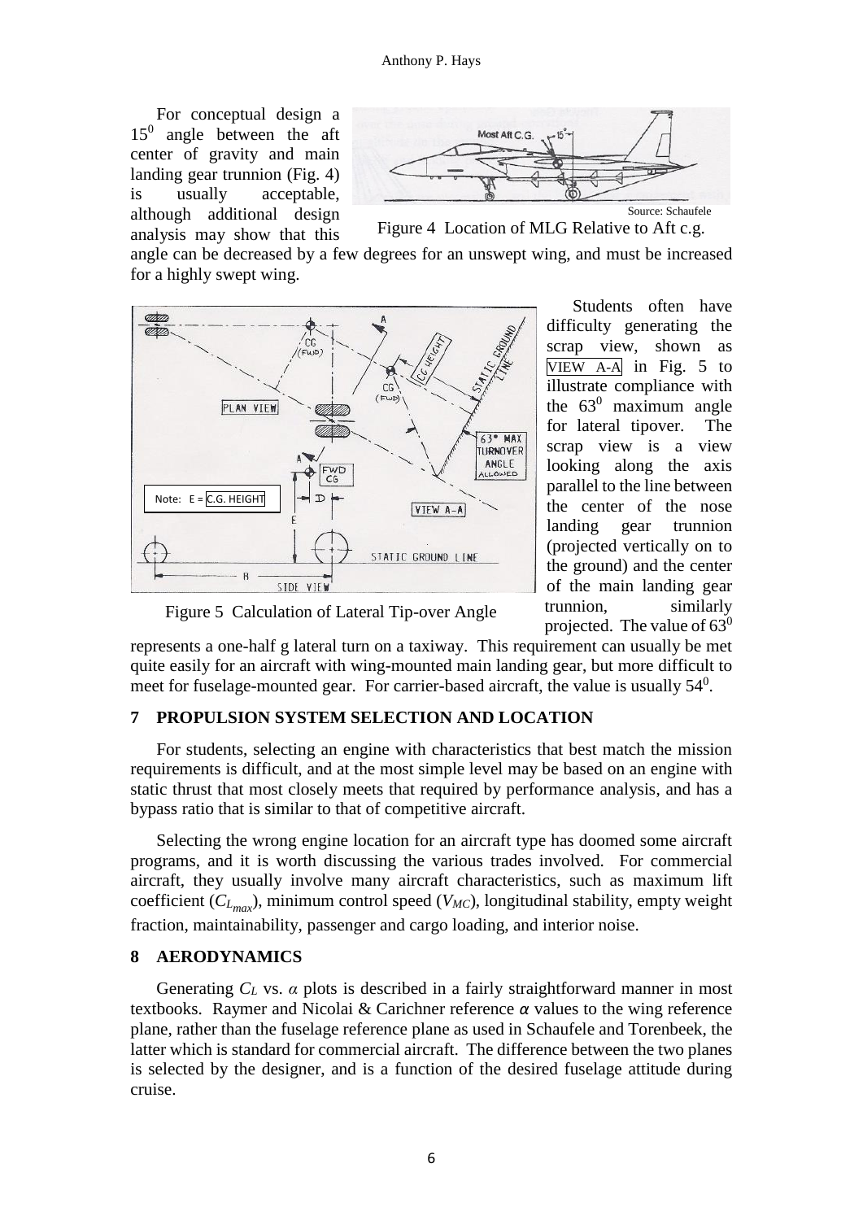For conceptual design a $15^0$ angle between the aft center of gravity and main landing gear trunnion (Fig. 4) is usually acceptable, although additional design analysis may show that this angle can be decreased by a few degrees for an unswept wing, and must be increased for a highly swept wing.

Source: Schaufele

Figure 4 Location of MLG Relative to Aft c.g.

Figure 5 Calculation of Lateral Tip-over Angle

Students often have difficulty generating the scrap view, shown as VIEW A-A in Fig. 5 to illustrate compliance with the $63^0$ maximum angle for lateral tipover. The scrap view is a view looking along the axis parallel to the line between the center of the nose landing gear trunnion (projected vertically on to the ground) and the center of the main landing gear trunnion, similarly projected. The value of $63^0$ represents a one-half g lateral turn on a taxiway. This requirement can usually be met quite easily for an aircraft with wing-mounted main landing gear, but more difficult to meet for fuselage-mounted gear. For carrier-based aircraft, the value is usually $54^0$.

## 7 PROPULSION SYSTEM SELECTION AND LOCATION

For students, selecting an engine with characteristics that best match the mission requirements is difficult, and at the most simple level may be based on an engine with static thrust that most closely meets that required by performance analysis, and has a bypass ratio that is similar to that of competitive aircraft.

Selecting the wrong engine location for an aircraft type has doomed some aircraft programs, and it is worth discussing the various trades involved. For commercial aircraft, they usually involve many aircraft characteristics, such as maximum lift coefficient ($C_{L_{max}}$), minimum control speed ($V_{MC}$), longitudinal stability, empty weight fraction, maintainability, passenger and cargo loading, and interior noise.

## 8 AERODYNAMICS

Generating $C_L$ vs. $\alpha$ plots is described in a fairly straightforward manner in most textbooks. Raymer and Nicolai & Carichner reference $\alpha$ values to the wing reference plane, rather than the fuselage reference plane as used in Schaufele and Torenbeek, the latter which is standard for commercial aircraft. The difference between the two planes is selected by the designer, and is a function of the desired fuselage attitude during cruise.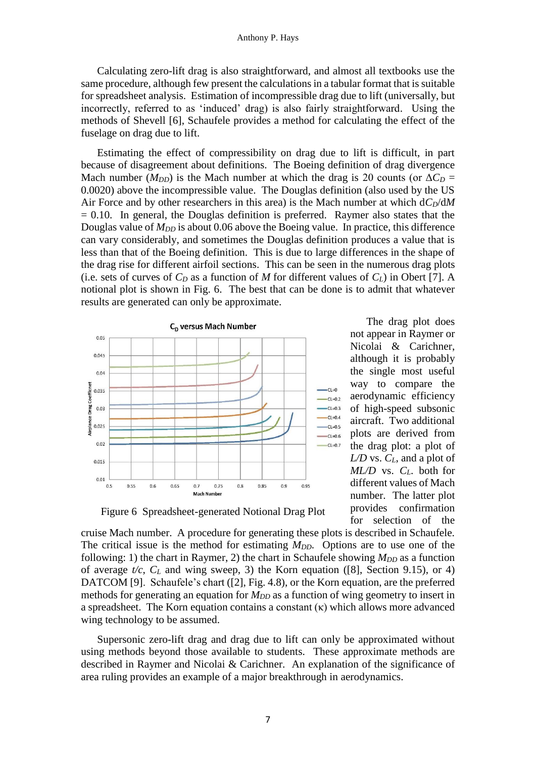Calculating zero-lift drag is also straightforward, and almost all textbooks use the same procedure, although few present the calculations in a tabular format that is suitable for spreadsheet analysis. Estimation of incompressible drag due to lift (universally, but incorrectly, referred to as 'induced' drag) is also fairly straightforward. Using the methods of Shevell [6], Schaufele provides a method for calculating the effect of the fuselage on drag due to lift.

Estimating the effect of compressibility on drag due to lift is difficult, in part because of disagreement about definitions. The Boeing definition of drag divergence Mach number ($M_{DD}$) is the Mach number at which the drag is 20 counts (or $\Delta C_D = 0.0020$) above the incompressible value. The Douglas definition (also used by the US Air Force and by other researchers in this area) is the Mach number at which $dC_D/dM = 0.10$. In general, the Douglas definition is preferred. Raymer also states that the Douglas value of $M_{DD}$ is about 0.06 above the Boeing value. In practice, this difference can vary considerably, and sometimes the Douglas definition produces a value that is less than that of the Boeing definition. This is due to large differences in the shape of the drag rise for different airfoil sections. This can be seen in the numerous drag plots (i.e. sets of curves of $C_D$ as a function of $M$ for different values of $C_L$) in Obert [7]. A notional plot is shown in Fig. 6. The best that can be done is to admit that whatever results are generated can only be approximate.

Figure 6 Spreadsheet-generated Notional Drag Plot

The drag plot does not appear in Raymer or Nicolai & Carichner, although it is probably the single most useful way to compare the aerodynamic efficiency of high-speed subsonic aircraft. Two additional plots are derived from the drag plot: a plot of $L/D$ vs. $C_L$, and a plot of $ML/D$ vs. $C_L$. both for different values of Mach number. The latter plot provides confirmation for selection of the cruise Mach number. A procedure for generating these plots is described in Schaufele. The critical issue is the method for estimating $M_{DD}$. Options are to use one of the following: 1) the chart in Raymer, 2) the chart in Schaufele showing $M_{DD}$ as a function of average $t/c$, $C_L$ and wing sweep, 3) the Korn equation ([8], Section 9.15), or 4) DATCOM [9]. Schaufele's chart ([2], Fig. 4.8), or the Korn equation, are the preferred methods for generating an equation for $M_{DD}$ as a function of wing geometry to insert in a spreadsheet. The Korn equation contains a constant ($\kappa$) which allows more advanced wing technology to be assumed.

Supersonic zero-lift drag and drag due to lift can only be approximated without using methods beyond those available to students. These approximate methods are described in Raymer and Nicolai & Carichner. An explanation of the significance of area ruling provides an example of a major breakthrough in aerodynamics.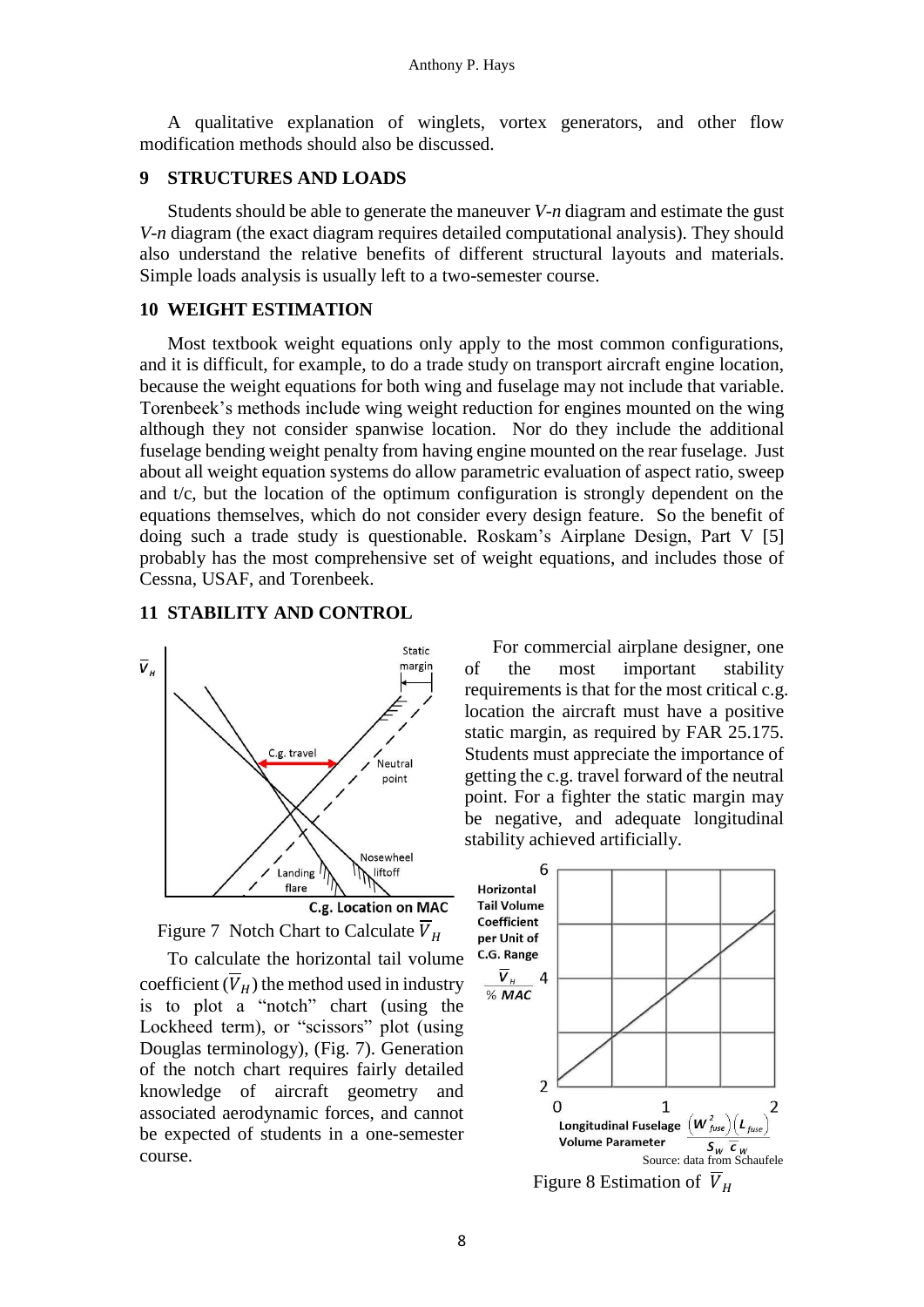A qualitative explanation of winglets, vortex generators, and other flow modification methods should also be discussed.

## 9 STRUCTURES AND LOADS

Students should be able to generate the maneuver *V-n* diagram and estimate the gust *V-n* diagram (the exact diagram requires detailed computational analysis). They should also understand the relative benefits of different structural layouts and materials. Simple loads analysis is usually left to a two-semester course.

## 10 WEIGHT ESTIMATION

Most textbook weight equations only apply to the most common configurations, and it is difficult, for example, to do a trade study on transport aircraft engine location, because the weight equations for both wing and fuselage may not include that variable. Torenbeek's methods include wing weight reduction for engines mounted on the wing although they not consider spanwise location. Nor do they include the additional fuselage bending weight penalty from having engine mounted on the rear fuselage. Just about all weight equation systems do allow parametric evaluation of aspect ratio, sweep and t/c, but the location of the optimum configuration is strongly dependent on the equations themselves, which do not consider every design feature. So the benefit of doing such a trade study is questionable. Roskam's Airplane Design, Part V [5] probably has the most comprehensive set of weight equations, and includes those of Cessna, USAF, and Torenbeek.

## 11 STABILITY AND CONTROL

Figure 7 Notch Chart to Calculate $\overline{V}_H$

To calculate the horizontal tail volume coefficient ($\overline{V}_H$) the method used in industry is to plot a "notch" chart (using the Lockheed term), or "scissors" plot (using Douglas terminology), (Fig. 7). Generation of the notch chart requires fairly detailed knowledge of aircraft geometry and associated aerodynamic forces, and cannot be expected of students in a one-semester course.

For commercial airplane designer, one of the most important stability requirements is that for the most critical c.g. location the aircraft must have a positive static margin, as required by FAR 25.175. Students must appreciate the importance of getting the c.g. travel forward of the neutral point. For a fighter the static margin may be negative, and adequate longitudinal stability achieved artificially.

Source: data from Schaufele

Figure 8 Estimation of $\overline{V}_H$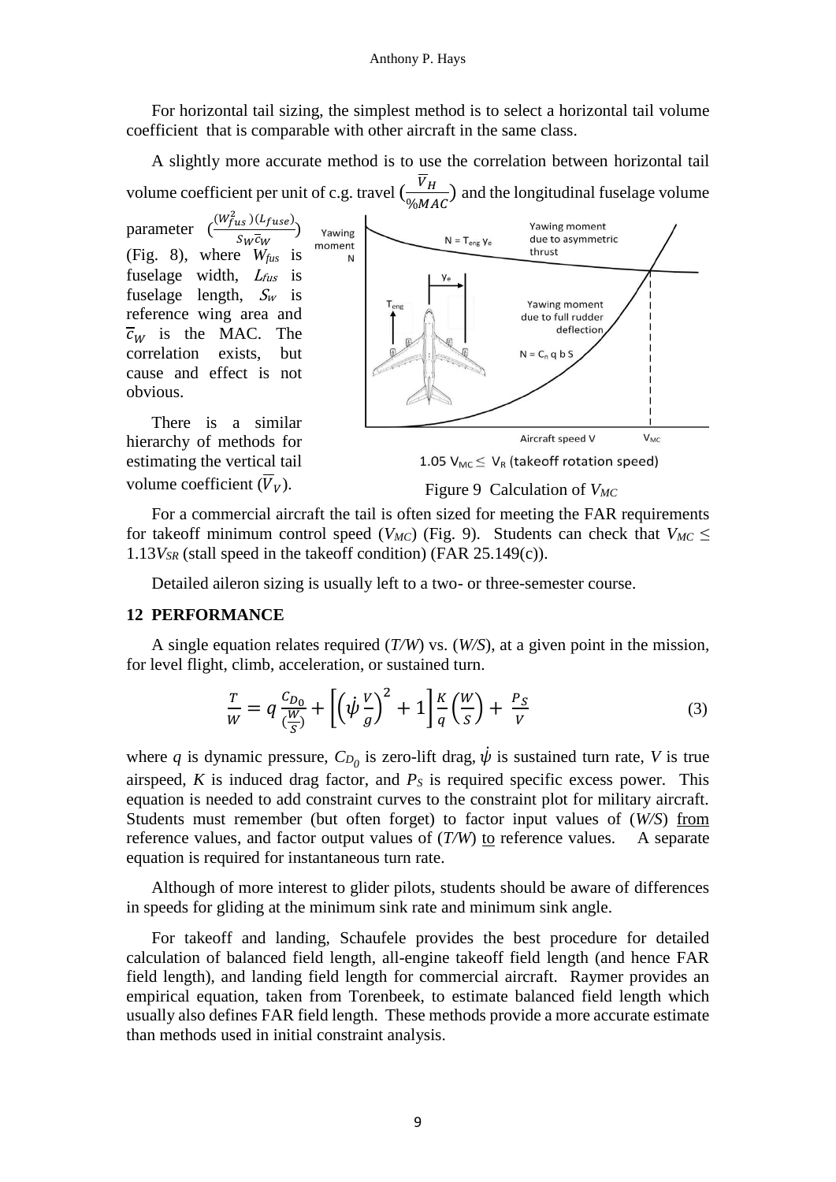For horizontal tail sizing, the simplest method is to select a horizontal tail volume coefficient that is comparable with other aircraft in the same class.

A slightly more accurate method is to use the correlation between horizontal tail volume coefficient per unit of c.g. travel ($\frac{\overline{V}_H}{\%MAC}$) and the longitudinal fuselage volume parameter ($\frac{(W_{fus}^2)(L_{fuse})}{S_W \bar{c}_W}$) (Fig. 8), where $W_{fus}$ is fuselage width, $L_{fus}$ is fuselage length, $S_W$ is reference wing area and $\bar{c}_W$ is the MAC. The correlation exists, but cause and effect is not obvious.

There is a similar hierarchy of methods for estimating the vertical tail volume coefficient ($\overline{V}_V$).

Figure 9 Calculation of $V_{MC}$

For a commercial aircraft the tail is often sized for meeting the FAR requirements for takeoff minimum control speed ($V_{MC}$) (Fig. 9). Students can check that $V_{MC} \leq 1.13V_{SR}$ (stall speed in the takeoff condition) (FAR 25.149(c)).

Detailed aileron sizing is usually left to a two- or three-semester course.

## 12 PERFORMANCE

A single equation relates required (*T/W*) vs. (*W/S*), at a given point in the mission, for level flight, climb, acceleration, or sustained turn.

$$\frac{T}{W} = q\frac{C_{D_0}}{\left(\frac{W}{S}\right)} + \left[\left(\dot{\psi}\frac{V}{g}\right)^2 + 1\right]\frac{K}{q}\left(\frac{W}{S}\right) + \frac{P_S}{V} \tag{3}$$

where $q$ is dynamic pressure, $C_{D_0}$ is zero-lift drag, $\dot{\psi}$ is sustained turn rate, $V$ is true airspeed, $K$ is induced drag factor, and $P_S$ is required specific excess power. This equation is needed to add constraint curves to the constraint plot for military aircraft. Students must remember (but often forget) to factor input values of (*W/S*) from reference values, and factor output values of (*T/W*) to reference values. A separate equation is required for instantaneous turn rate.

Although of more interest to glider pilots, students should be aware of differences in speeds for gliding at the minimum sink rate and minimum sink angle.

For takeoff and landing, Schaufele provides the best procedure for detailed calculation of balanced field length, all-engine takeoff field length (and hence FAR field length), and landing field length for commercial aircraft. Raymer provides an empirical equation, taken from Torenbeek, to estimate balanced field length which usually also defines FAR field length. These methods provide a more accurate estimate than methods used in initial constraint analysis.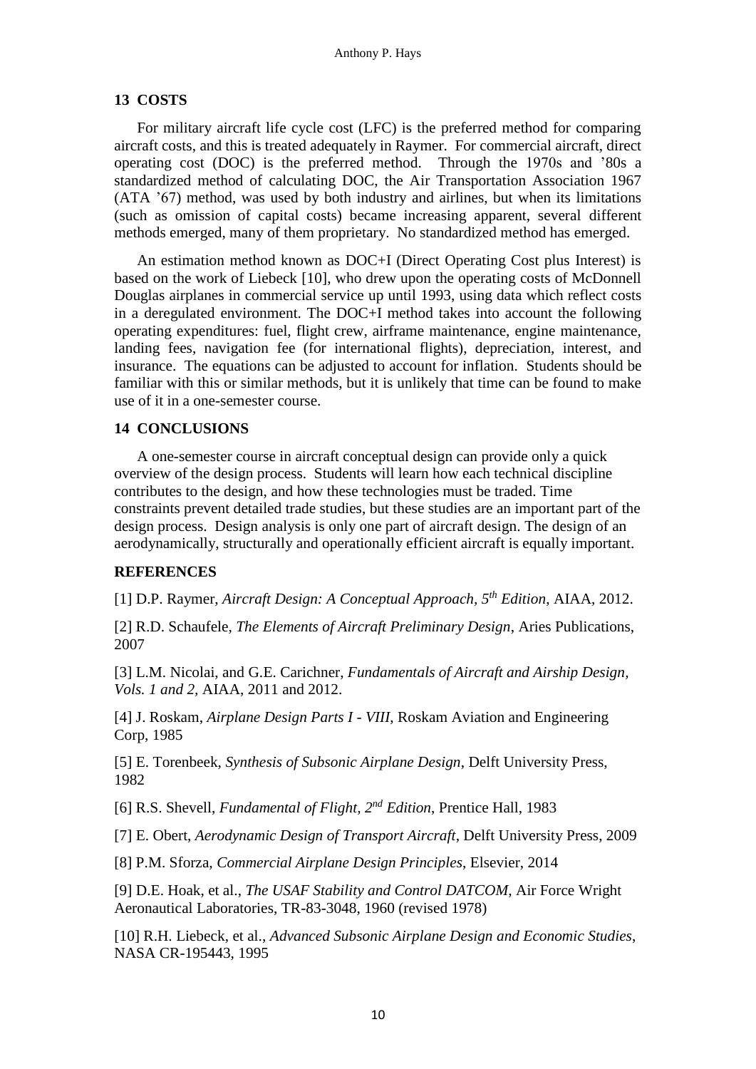## 13 COSTS

For military aircraft life cycle cost (LFC) is the preferred method for comparing aircraft costs, and this is treated adequately in Raymer. For commercial aircraft, direct operating cost (DOC) is the preferred method. Through the 1970s and '80s a standardized method of calculating DOC, the Air Transportation Association 1967 (ATA '67) method, was used by both industry and airlines, but when its limitations (such as omission of capital costs) became increasing apparent, several different methods emerged, many of them proprietary. No standardized method has emerged.

An estimation method known as DOC+I (Direct Operating Cost plus Interest) is based on the work of Liebeck [10], who drew upon the operating costs of McDonnell Douglas airplanes in commercial service up until 1993, using data which reflect costs in a deregulated environment. The DOC+I method takes into account the following operating expenditures: fuel, flight crew, airframe maintenance, engine maintenance, landing fees, navigation fee (for international flights), depreciation, interest, and insurance. The equations can be adjusted to account for inflation. Students should be familiar with this or similar methods, but it is unlikely that time can be found to make use of it in a one-semester course.

## 14 CONCLUSIONS

A one-semester course in aircraft conceptual design can provide only a quick overview of the design process. Students will learn how each technical discipline contributes to the design, and how these technologies must be traded. Time constraints prevent detailed trade studies, but these studies are an important part of the design process. Design analysis is only one part of aircraft design. The design of an aerodynamically, structurally and operationally efficient aircraft is equally important.

## REFERENCES

[1] D.P. Raymer, *Aircraft Design: A Conceptual Approach, 5th Edition*, AIAA, 2012.

[2] R.D. Schaufele, *The Elements of Aircraft Preliminary Design*, Aries Publications, 2007

[3] L.M. Nicolai, and G.E. Carichner, *Fundamentals of Aircraft and Airship Design, Vols. 1 and 2,* AIAA, 2011 and 2012.

[4] J. Roskam, *Airplane Design Parts I - VIII*, Roskam Aviation and Engineering Corp, 1985

[5] E. Torenbeek, *Synthesis of Subsonic Airplane Design*, Delft University Press, 1982

[6] R.S. Shevell, *Fundamental of Flight, 2nd Edition*, Prentice Hall, 1983

[7] E. Obert, *Aerodynamic Design of Transport Aircraft*, Delft University Press, 2009

[8] P.M. Sforza, *Commercial Airplane Design Principles*, Elsevier, 2014

[9] D.E. Hoak, et al., *The USAF Stability and Control DATCOM*, Air Force Wright Aeronautical Laboratories, TR-83-3048, 1960 (revised 1978)

[10] R.H. Liebeck, et al., *Advanced Subsonic Airplane Design and Economic Studies*, NASA CR-195443, 1995